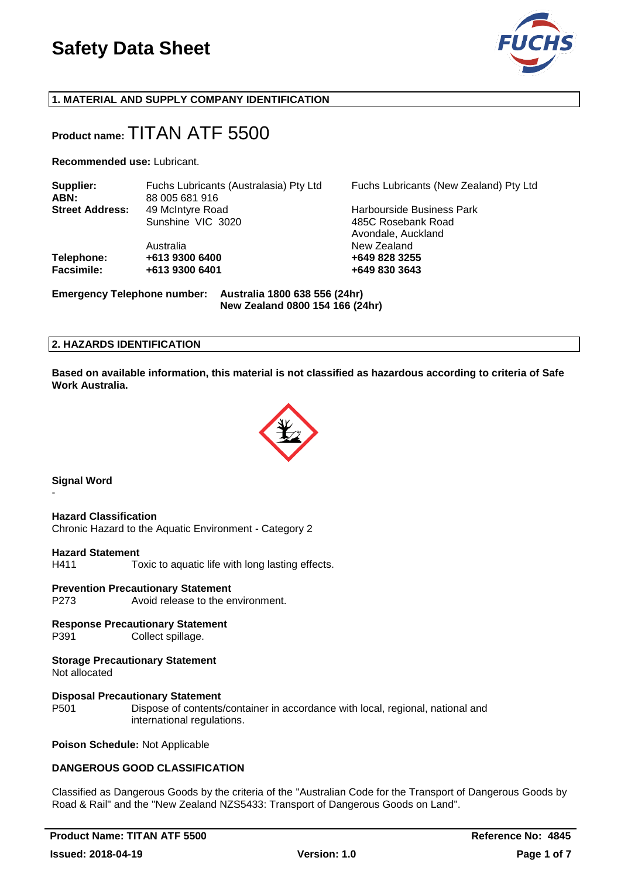# Safety Data Sheet

## 1. MATERIAL AND SUPPLY COMPANY IDENTIFICATION

**Product name:** TITAN ATF 5500

**Recommended use:** Lubricant.

| | | |
|---|---|---|
| **Supplier:** | Fuchs Lubricants (Australasia) Pty Ltd | Fuchs Lubricants (New Zealand) Pty Ltd |
| **ABN:** | 88 005 681 916 | |
| **Street Address:** | 49 McIntyre Road<br>Sunshine VIC 3020<br><br>Australia | Harbourside Business Park<br>485C Rosebank Road<br>Avondale, Auckland<br>New Zealand |
| **Telephone:** | **+613 9300 6400** | **+649 828 3255** |
| **Facsimile:** | **+613 9300 6401** | **+649 830 3643** |

**Emergency Telephone number:** **Australia 1800 638 556 (24hr)**
**New Zealand 0800 154 166 (24hr)**

## 2. HAZARDS IDENTIFICATION

**Based on available information, this material is not classified as hazardous according to criteria of Safe Work Australia.**

**Signal Word**

-

**Hazard Classification**

Chronic Hazard to the Aquatic Environment - Category 2

**Hazard Statement**

H411 Toxic to aquatic life with long lasting effects.

**Prevention Precautionary Statement**

P273 Avoid release to the environment.

**Response Precautionary Statement**

P391 Collect spillage.

**Storage Precautionary Statement**

Not allocated

**Disposal Precautionary Statement**

P501 Dispose of contents/container in accordance with local, regional, national and international regulations.

**Poison Schedule:** Not Applicable

**DANGEROUS GOOD CLASSIFICATION**

Classified as Dangerous Goods by the criteria of the "Australian Code for the Transport of Dangerous Goods by Road & Rail" and the "New Zealand NZS5433: Transport of Dangerous Goods on Land".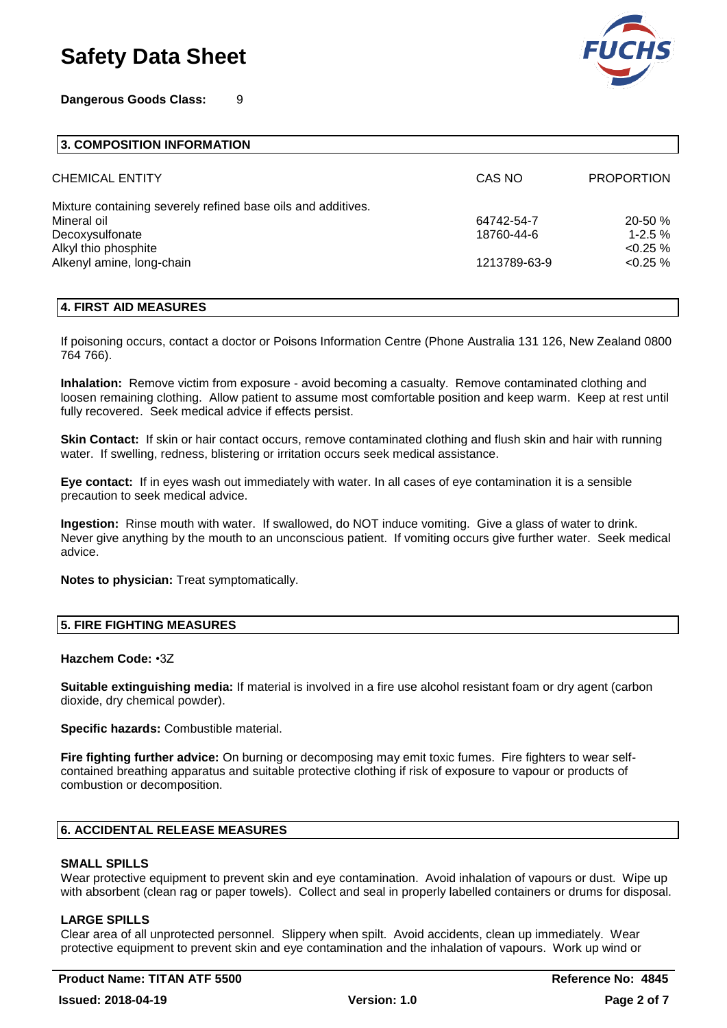**Dangerous Goods Class:** 9

## 3. COMPOSITION INFORMATION

| CHEMICAL ENTITY | CAS NO | PROPORTION |
|---|---|---|
| Mixture containing severely refined base oils and additives. | | |
| Mineral oil | 64742-54-7 | 20-50 % |
| Decoxysulfonate | 18760-44-6 | 1-2.5 % |
| Alkyl thio phosphite | | <0.25 % |
| Alkenyl amine, long-chain | 1213789-63-9 | <0.25 % |

## 4. FIRST AID MEASURES

If poisoning occurs, contact a doctor or Poisons Information Centre (Phone Australia 131 126, New Zealand 0800 764 766).

**Inhalation:** Remove victim from exposure - avoid becoming a casualty. Remove contaminated clothing and loosen remaining clothing. Allow patient to assume most comfortable position and keep warm. Keep at rest until fully recovered. Seek medical advice if effects persist.

**Skin Contact:** If skin or hair contact occurs, remove contaminated clothing and flush skin and hair with running water. If swelling, redness, blistering or irritation occurs seek medical assistance.

**Eye contact:** If in eyes wash out immediately with water. In all cases of eye contamination it is a sensible precaution to seek medical advice.

**Ingestion:** Rinse mouth with water. If swallowed, do NOT induce vomiting. Give a glass of water to drink. Never give anything by the mouth to an unconscious patient. If vomiting occurs give further water. Seek medical advice.

**Notes to physician:** Treat symptomatically.

## 5. FIRE FIGHTING MEASURES

**Hazchem Code:** •3Z

**Suitable extinguishing media:** If material is involved in a fire use alcohol resistant foam or dry agent (carbon dioxide, dry chemical powder).

**Specific hazards:** Combustible material.

**Fire fighting further advice:** On burning or decomposing may emit toxic fumes. Fire fighters to wear self-contained breathing apparatus and suitable protective clothing if risk of exposure to vapour or products of combustion or decomposition.

## 6. ACCIDENTAL RELEASE MEASURES

### SMALL SPILLS

Wear protective equipment to prevent skin and eye contamination. Avoid inhalation of vapours or dust. Wipe up with absorbent (clean rag or paper towels). Collect and seal in properly labelled containers or drums for disposal.

### LARGE SPILLS

Clear area of all unprotected personnel. Slippery when spilt. Avoid accidents, clean up immediately. Wear protective equipment to prevent skin and eye contamination and the inhalation of vapours. Work up wind or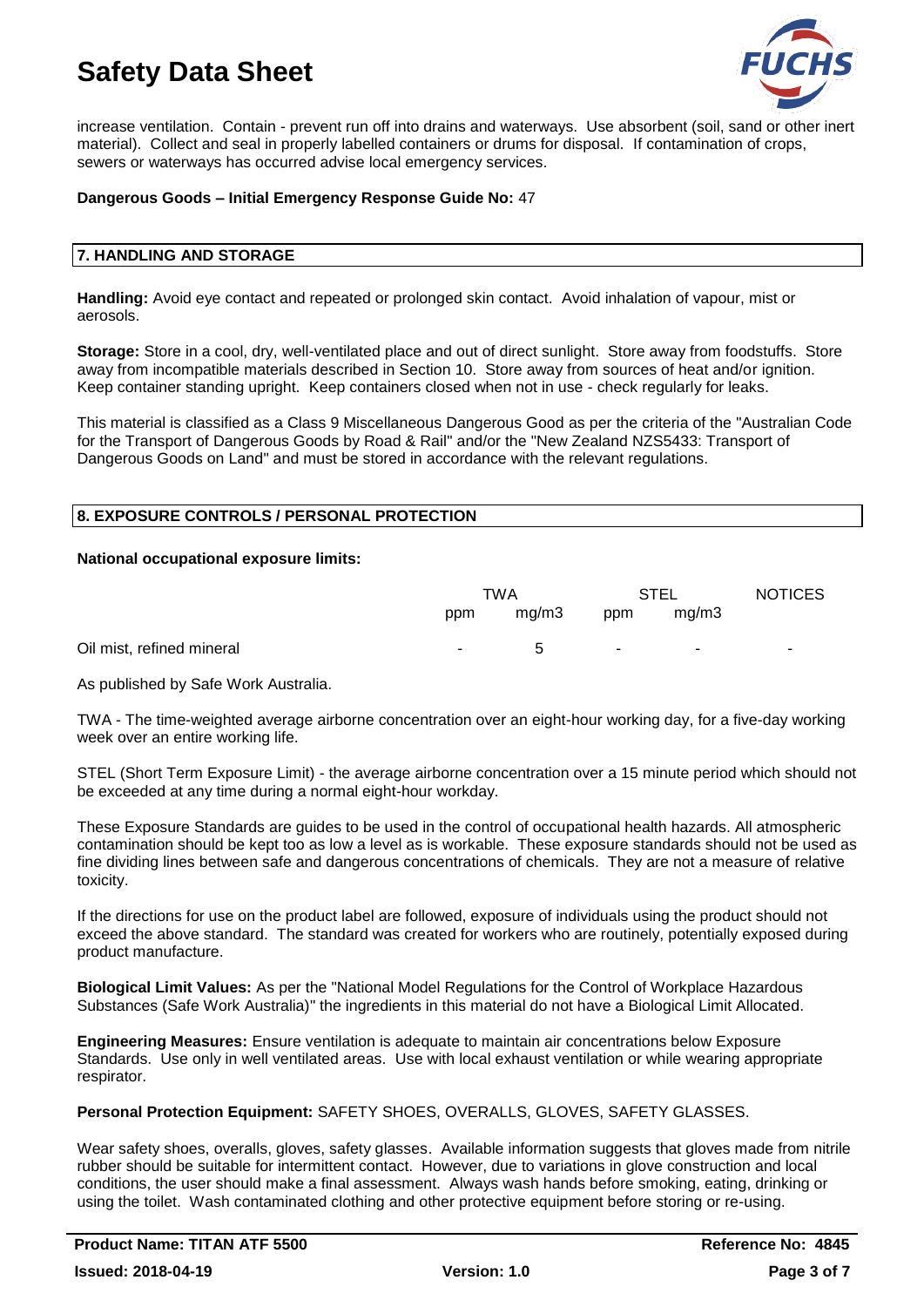increase ventilation. Contain - prevent run off into drains and waterways. Use absorbent (soil, sand or other inert material). Collect and seal in properly labelled containers or drums for disposal. If contamination of crops, sewers or waterways has occurred advise local emergency services.

**Dangerous Goods – Initial Emergency Response Guide No:** 47

## 7. HANDLING AND STORAGE

**Handling:** Avoid eye contact and repeated or prolonged skin contact. Avoid inhalation of vapour, mist or aerosols.

**Storage:** Store in a cool, dry, well-ventilated place and out of direct sunlight. Store away from foodstuffs. Store away from incompatible materials described in Section 10. Store away from sources of heat and/or ignition. Keep container standing upright. Keep containers closed when not in use - check regularly for leaks.

This material is classified as a Class 9 Miscellaneous Dangerous Good as per the criteria of the "Australian Code for the Transport of Dangerous Goods by Road & Rail" and/or the "New Zealand NZS5433: Transport of Dangerous Goods on Land" and must be stored in accordance with the relevant regulations.

## 8. EXPOSURE CONTROLS / PERSONAL PROTECTION

**National occupational exposure limits:**

| | TWA | | STEL | | NOTICES |
|---|---|---|---|---|---|
| | ppm | mg/m3 | ppm | mg/m3 | |
| Oil mist, refined mineral | - | 5 | - | - | - |

As published by Safe Work Australia.

TWA - The time-weighted average airborne concentration over an eight-hour working day, for a five-day working week over an entire working life.

STEL (Short Term Exposure Limit) - the average airborne concentration over a 15 minute period which should not be exceeded at any time during a normal eight-hour workday.

These Exposure Standards are guides to be used in the control of occupational health hazards. All atmospheric contamination should be kept too as low a level as is workable. These exposure standards should not be used as fine dividing lines between safe and dangerous concentrations of chemicals. They are not a measure of relative toxicity.

If the directions for use on the product label are followed, exposure of individuals using the product should not exceed the above standard. The standard was created for workers who are routinely, potentially exposed during product manufacture.

**Biological Limit Values:** As per the "National Model Regulations for the Control of Workplace Hazardous Substances (Safe Work Australia)" the ingredients in this material do not have a Biological Limit Allocated.

**Engineering Measures:** Ensure ventilation is adequate to maintain air concentrations below Exposure Standards. Use only in well ventilated areas. Use with local exhaust ventilation or while wearing appropriate respirator.

**Personal Protection Equipment:** SAFETY SHOES, OVERALLS, GLOVES, SAFETY GLASSES.

Wear safety shoes, overalls, gloves, safety glasses. Available information suggests that gloves made from nitrile rubber should be suitable for intermittent contact. However, due to variations in glove construction and local conditions, the user should make a final assessment. Always wash hands before smoking, eating, drinking or using the toilet. Wash contaminated clothing and other protective equipment before storing or re-using.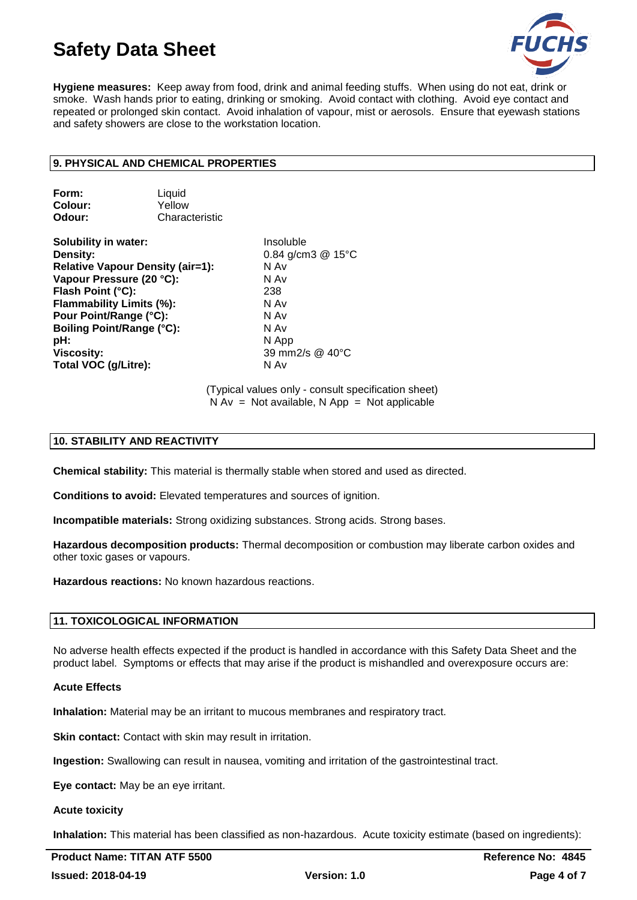**Hygiene measures:** Keep away from food, drink and animal feeding stuffs. When using do not eat, drink or smoke. Wash hands prior to eating, drinking or smoking. Avoid contact with clothing. Avoid eye contact and repeated or prolonged skin contact. Avoid inhalation of vapour, mist or aerosols. Ensure that eyewash stations and safety showers are close to the workstation location.

## 9. PHYSICAL AND CHEMICAL PROPERTIES

**Form:** Liquid
**Colour:** Yellow
**Odour:** Characteristic

| | |
|---|---|
| **Solubility in water:** | Insoluble |
| **Density:** | 0.84 g/cm3 @ 15°C |
| **Relative Vapour Density (air=1):** | N Av |
| **Vapour Pressure (20 °C):** | N Av |
| **Flash Point (°C):** | 238 |
| **Flammability Limits (%):** | N Av |
| **Pour Point/Range (°C):** | N Av |
| **Boiling Point/Range (°C):** | N Av |
| **pH:** | N App |
| **Viscosity:** | 39 mm2/s @ 40°C |
| **Total VOC (g/Litre):** | N Av |

(Typical values only - consult specification sheet)
N Av = Not available, N App = Not applicable

## 10. STABILITY AND REACTIVITY

**Chemical stability:** This material is thermally stable when stored and used as directed.

**Conditions to avoid:** Elevated temperatures and sources of ignition.

**Incompatible materials:** Strong oxidizing substances. Strong acids. Strong bases.

**Hazardous decomposition products:** Thermal decomposition or combustion may liberate carbon oxides and other toxic gases or vapours.

**Hazardous reactions:** No known hazardous reactions.

## 11. TOXICOLOGICAL INFORMATION

No adverse health effects expected if the product is handled in accordance with this Safety Data Sheet and the product label. Symptoms or effects that may arise if the product is mishandled and overexposure occurs are:

### Acute Effects

**Inhalation:** Material may be an irritant to mucous membranes and respiratory tract.

**Skin contact:** Contact with skin may result in irritation.

**Ingestion:** Swallowing can result in nausea, vomiting and irritation of the gastrointestinal tract.

**Eye contact:** May be an eye irritant.

### Acute toxicity

**Inhalation:** This material has been classified as non-hazardous. Acute toxicity estimate (based on ingredients):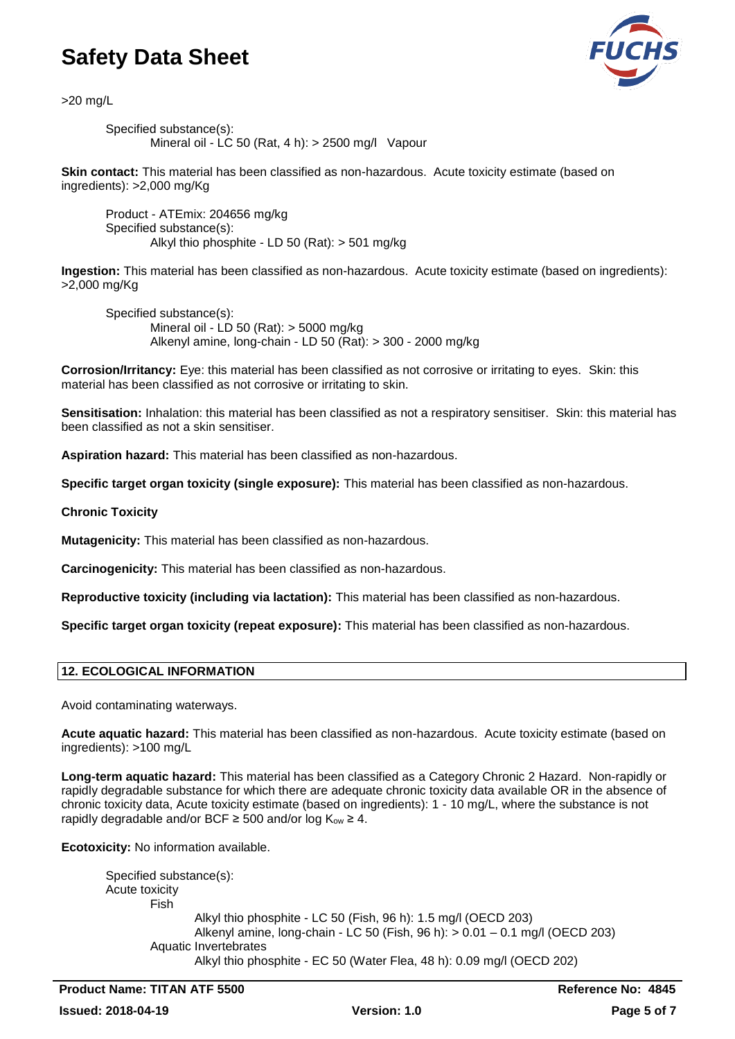>20 mg/L

Specified substance(s):
Mineral oil - LC 50 (Rat, 4 h): > 2500 mg/l Vapour

**Skin contact:** This material has been classified as non-hazardous. Acute toxicity estimate (based on ingredients): >2,000 mg/Kg

Product - ATEmix: 204656 mg/kg
Specified substance(s):
Alkyl thio phosphite - LD 50 (Rat): > 501 mg/kg

**Ingestion:** This material has been classified as non-hazardous. Acute toxicity estimate (based on ingredients): >2,000 mg/Kg

Specified substance(s):
Mineral oil - LD 50 (Rat): > 5000 mg/kg
Alkenyl amine, long-chain - LD 50 (Rat): > 300 - 2000 mg/kg

**Corrosion/Irritancy:** Eye: this material has been classified as not corrosive or irritating to eyes. Skin: this material has been classified as not corrosive or irritating to skin.

**Sensitisation:** Inhalation: this material has been classified as not a respiratory sensitiser. Skin: this material has been classified as not a skin sensitiser.

**Aspiration hazard:** This material has been classified as non-hazardous.

**Specific target organ toxicity (single exposure):** This material has been classified as non-hazardous.

**Chronic Toxicity**

**Mutagenicity:** This material has been classified as non-hazardous.

**Carcinogenicity:** This material has been classified as non-hazardous.

**Reproductive toxicity (including via lactation):** This material has been classified as non-hazardous.

**Specific target organ toxicity (repeat exposure):** This material has been classified as non-hazardous.

## 12. ECOLOGICAL INFORMATION

Avoid contaminating waterways.

**Acute aquatic hazard:** This material has been classified as non-hazardous. Acute toxicity estimate (based on ingredients): >100 mg/L

**Long-term aquatic hazard:** This material has been classified as a Category Chronic 2 Hazard. Non-rapidly or rapidly degradable substance for which there are adequate chronic toxicity data available OR in the absence of chronic toxicity data, Acute toxicity estimate (based on ingredients): 1 - 10 mg/L, where the substance is not rapidly degradable and/or BCF ≥ 500 and/or log $K_{ow}$ ≥ 4.

**Ecotoxicity:** No information available.

Specified substance(s):
Acute toxicity
Fish
Alkyl thio phosphite - LC 50 (Fish, 96 h): 1.5 mg/l (OECD 203)
Alkenyl amine, long-chain - LC 50 (Fish, 96 h): > 0.01 – 0.1 mg/l (OECD 203)
Aquatic Invertebrates
Alkyl thio phosphite - EC 50 (Water Flea, 48 h): 0.09 mg/l (OECD 202)

**Product Name: TITAN ATF 5500** | **Reference No: 4845**
**Issued: 2018-04-19** | **Version: 1.0**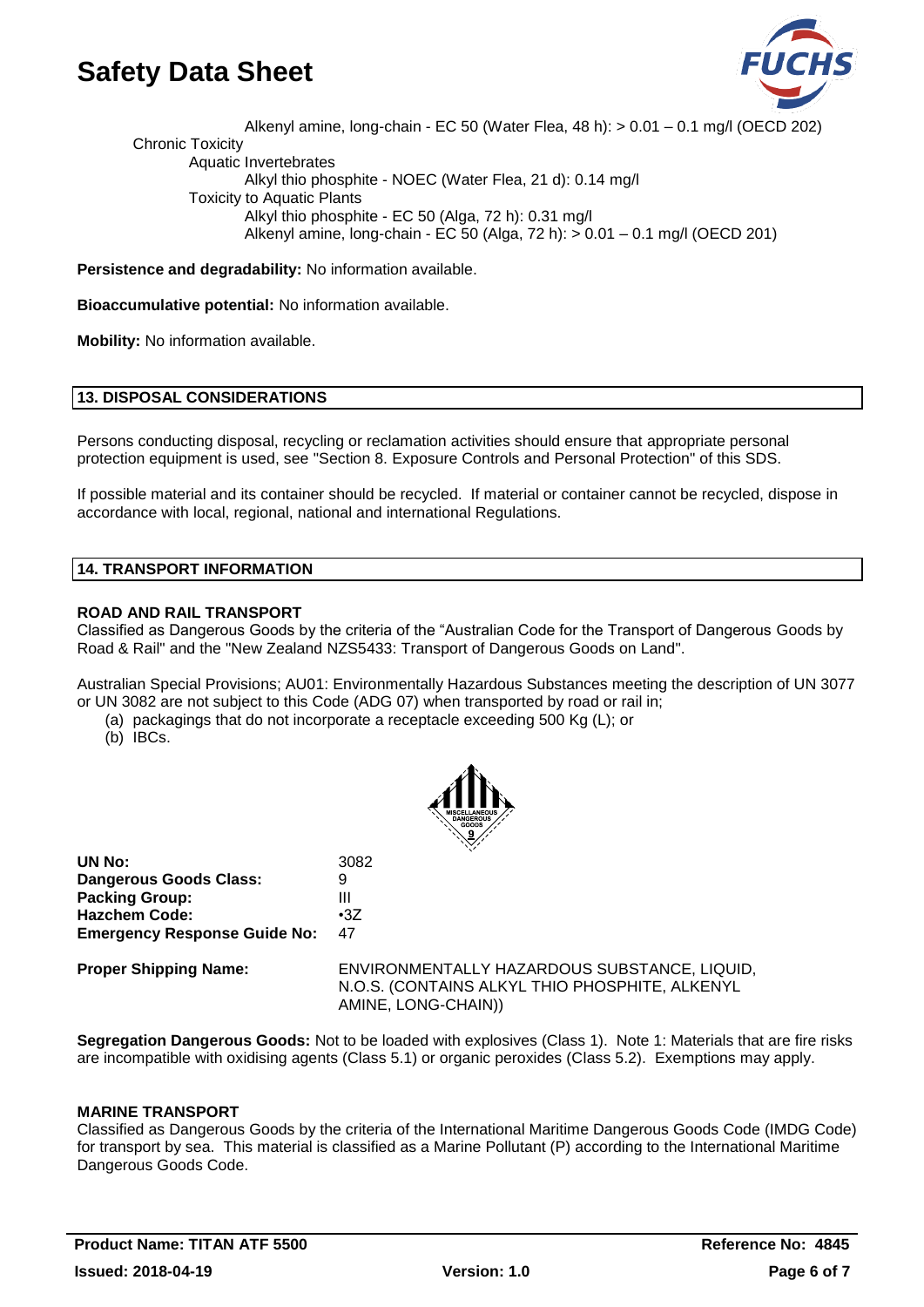Alkenyl amine, long-chain - EC 50 (Water Flea, 48 h): > 0.01 – 0.1 mg/l (OECD 202)

Chronic Toxicity

Aquatic Invertebrates

Alkyl thio phosphite - NOEC (Water Flea, 21 d): 0.14 mg/l

Toxicity to Aquatic Plants

Alkyl thio phosphite - EC 50 (Alga, 72 h): 0.31 mg/l

Alkenyl amine, long-chain - EC 50 (Alga, 72 h): > 0.01 – 0.1 mg/l (OECD 201)

**Persistence and degradability:** No information available.

**Bioaccumulative potential:** No information available.

**Mobility:** No information available.

## 13. DISPOSAL CONSIDERATIONS

Persons conducting disposal, recycling or reclamation activities should ensure that appropriate personal protection equipment is used, see "Section 8. Exposure Controls and Personal Protection" of this SDS.

If possible material and its container should be recycled. If material or container cannot be recycled, dispose in accordance with local, regional, national and international Regulations.

## 14. TRANSPORT INFORMATION

### ROAD AND RAIL TRANSPORT

Classified as Dangerous Goods by the criteria of the "Australian Code for the Transport of Dangerous Goods by Road & Rail" and the "New Zealand NZS5433: Transport of Dangerous Goods on Land".

Australian Special Provisions; AU01: Environmentally Hazardous Substances meeting the description of UN 3077 or UN 3082 are not subject to this Code (ADG 07) when transported by road or rail in;

(a) packagings that do not incorporate a receptacle exceeding 500 Kg (L); or
(b) IBCs.

**UN No:** 3082
**Dangerous Goods Class:** 9
**Packing Group:** III
**Hazchem Code:** •3Z
**Emergency Response Guide No:** 47

**Proper Shipping Name:** ENVIRONMENTALLY HAZARDOUS SUBSTANCE, LIQUID, N.O.S. (CONTAINS ALKYL THIO PHOSPHITE, ALKENYL AMINE, LONG-CHAIN))

**Segregation Dangerous Goods:** Not to be loaded with explosives (Class 1). Note 1: Materials that are fire risks are incompatible with oxidising agents (Class 5.1) or organic peroxides (Class 5.2). Exemptions may apply.

### MARINE TRANSPORT

Classified as Dangerous Goods by the criteria of the International Maritime Dangerous Goods Code (IMDG Code) for transport by sea. This material is classified as a Marine Pollutant (P) according to the International Maritime Dangerous Goods Code.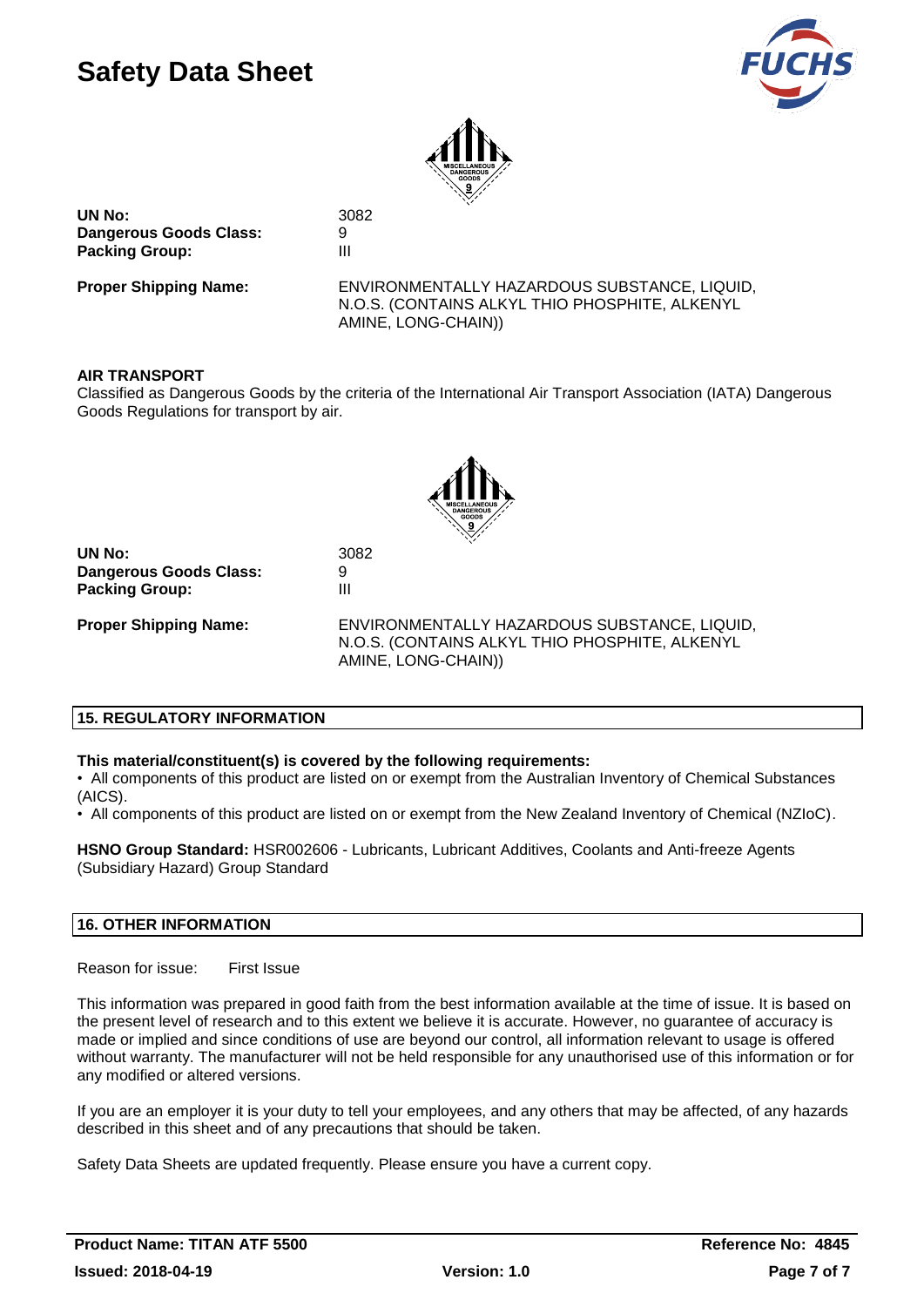| | |
|---|---|
| **UN No:** | 3082 |
| **Dangerous Goods Class:** | 9 |
| **Packing Group:** | III |
| **Proper Shipping Name:** | ENVIRONMENTALLY HAZARDOUS SUBSTANCE, LIQUID, N.O.S. (CONTAINS ALKYL THIO PHOSPHITE, ALKENYL AMINE, LONG-CHAIN)) |

**AIR TRANSPORT**

Classified as Dangerous Goods by the criteria of the International Air Transport Association (IATA) Dangerous Goods Regulations for transport by air.

| | |
|---|---|
| **UN No:** | 3082 |
| **Dangerous Goods Class:** | 9 |
| **Packing Group:** | III |
| **Proper Shipping Name:** | ENVIRONMENTALLY HAZARDOUS SUBSTANCE, LIQUID, N.O.S. (CONTAINS ALKYL THIO PHOSPHITE, ALKENYL AMINE, LONG-CHAIN)) |

## 15. REGULATORY INFORMATION

**This material/constituent(s) is covered by the following requirements:**

- All components of this product are listed on or exempt from the Australian Inventory of Chemical Substances (AICS).
- All components of this product are listed on or exempt from the New Zealand Inventory of Chemical (NZIoC).

**HSNO Group Standard:** HSR002606 - Lubricants, Lubricant Additives, Coolants and Anti-freeze Agents (Subsidiary Hazard) Group Standard

## 16. OTHER INFORMATION

Reason for issue: First Issue

This information was prepared in good faith from the best information available at the time of issue. It is based on the present level of research and to this extent we believe it is accurate. However, no guarantee of accuracy is made or implied and since conditions of use are beyond our control, all information relevant to usage is offered without warranty. The manufacturer will not be held responsible for any unauthorised use of this information or for any modified or altered versions.

If you are an employer it is your duty to tell your employees, and any others that may be affected, of any hazards described in this sheet and of any precautions that should be taken.

Safety Data Sheets are updated frequently. Please ensure you have a current copy.